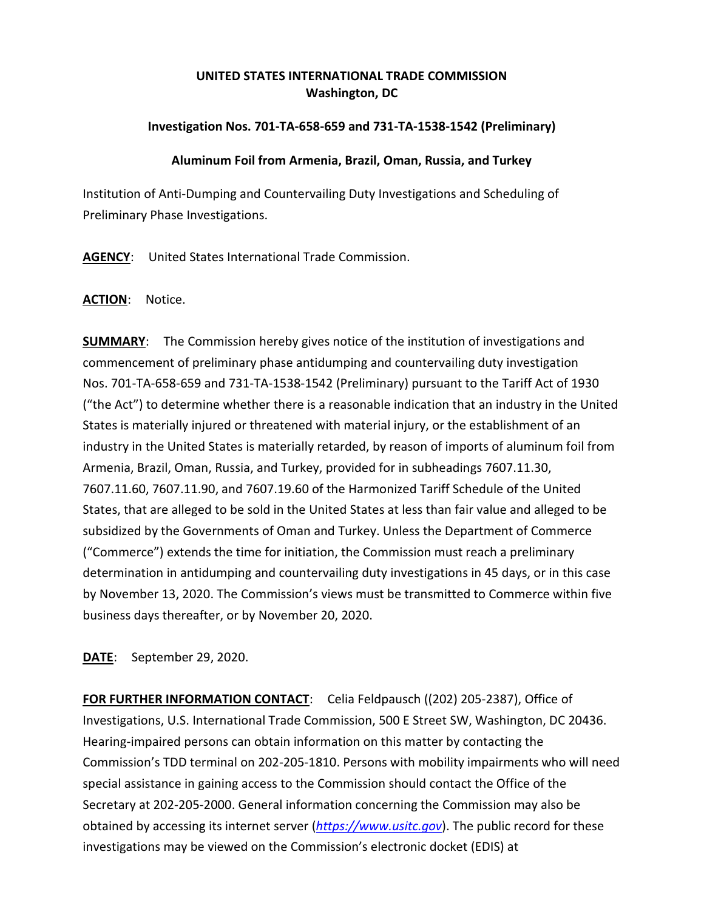**UNITED STATES INTERNATIONAL TRADE COMMISSION**
**Washington, DC**

**Investigation Nos. 701-TA-658-659 and 731-TA-1538-1542 (Preliminary)**

**Aluminum Foil from Armenia, Brazil, Oman, Russia, and Turkey**

Institution of Anti-Dumping and Countervailing Duty Investigations and Scheduling of Preliminary Phase Investigations.

**AGENCY**: United States International Trade Commission.

**ACTION**: Notice.

**SUMMARY**: The Commission hereby gives notice of the institution of investigations and commencement of preliminary phase antidumping and countervailing duty investigation Nos. 701-TA-658-659 and 731-TA-1538-1542 (Preliminary) pursuant to the Tariff Act of 1930 ("the Act") to determine whether there is a reasonable indication that an industry in the United States is materially injured or threatened with material injury, or the establishment of an industry in the United States is materially retarded, by reason of imports of aluminum foil from Armenia, Brazil, Oman, Russia, and Turkey, provided for in subheadings 7607.11.30, 7607.11.60, 7607.11.90, and 7607.19.60 of the Harmonized Tariff Schedule of the United States, that are alleged to be sold in the United States at less than fair value and alleged to be subsidized by the Governments of Oman and Turkey. Unless the Department of Commerce ("Commerce") extends the time for initiation, the Commission must reach a preliminary determination in antidumping and countervailing duty investigations in 45 days, or in this case by November 13, 2020. The Commission's views must be transmitted to Commerce within five business days thereafter, or by November 20, 2020.

**DATE**: September 29, 2020.

**FOR FURTHER INFORMATION CONTACT**: Celia Feldpausch ((202) 205-2387), Office of Investigations, U.S. International Trade Commission, 500 E Street SW, Washington, DC 20436. Hearing-impaired persons can obtain information on this matter by contacting the Commission's TDD terminal on 202-205-1810. Persons with mobility impairments who will need special assistance in gaining access to the Commission should contact the Office of the Secretary at 202-205-2000. General information concerning the Commission may also be obtained by accessing its internet server (*https://www.usitc.gov*). The public record for these investigations may be viewed on the Commission's electronic docket (EDIS) at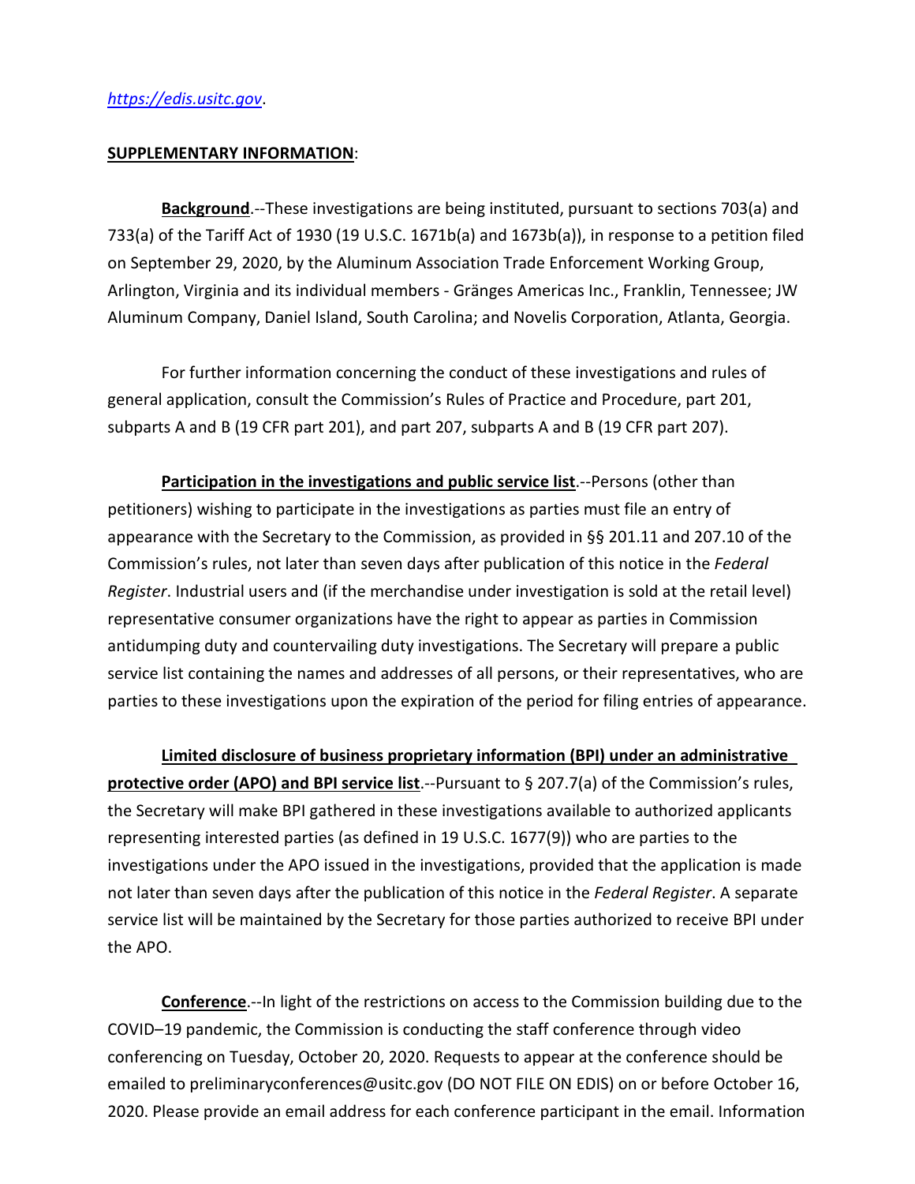[https://edis.usitc.gov](https://edis.usitc.gov).

**SUPPLEMENTARY INFORMATION**:

**Background**.--These investigations are being instituted, pursuant to sections 703(a) and 733(a) of the Tariff Act of 1930 (19 U.S.C. 1671b(a) and 1673b(a)), in response to a petition filed on September 29, 2020, by the Aluminum Association Trade Enforcement Working Group, Arlington, Virginia and its individual members - Gränges Americas Inc., Franklin, Tennessee; JW Aluminum Company, Daniel Island, South Carolina; and Novelis Corporation, Atlanta, Georgia.

For further information concerning the conduct of these investigations and rules of general application, consult the Commission's Rules of Practice and Procedure, part 201, subparts A and B (19 CFR part 201), and part 207, subparts A and B (19 CFR part 207).

**Participation in the investigations and public service list**.--Persons (other than petitioners) wishing to participate in the investigations as parties must file an entry of appearance with the Secretary to the Commission, as provided in §§ 201.11 and 207.10 of the Commission's rules, not later than seven days after publication of this notice in the *Federal Register*. Industrial users and (if the merchandise under investigation is sold at the retail level) representative consumer organizations have the right to appear as parties in Commission antidumping duty and countervailing duty investigations. The Secretary will prepare a public service list containing the names and addresses of all persons, or their representatives, who are parties to these investigations upon the expiration of the period for filing entries of appearance.

**Limited disclosure of business proprietary information (BPI) under an administrative protective order (APO) and BPI service list**.--Pursuant to § 207.7(a) of the Commission's rules, the Secretary will make BPI gathered in these investigations available to authorized applicants representing interested parties (as defined in 19 U.S.C. 1677(9)) who are parties to the investigations under the APO issued in the investigations, provided that the application is made not later than seven days after the publication of this notice in the *Federal Register*. A separate service list will be maintained by the Secretary for those parties authorized to receive BPI under the APO.

**Conference**.--In light of the restrictions on access to the Commission building due to the COVID–19 pandemic, the Commission is conducting the staff conference through video conferencing on Tuesday, October 20, 2020. Requests to appear at the conference should be emailed to preliminaryconferences@usitc.gov (DO NOT FILE ON EDIS) on or before October 16, 2020. Please provide an email address for each conference participant in the email. Information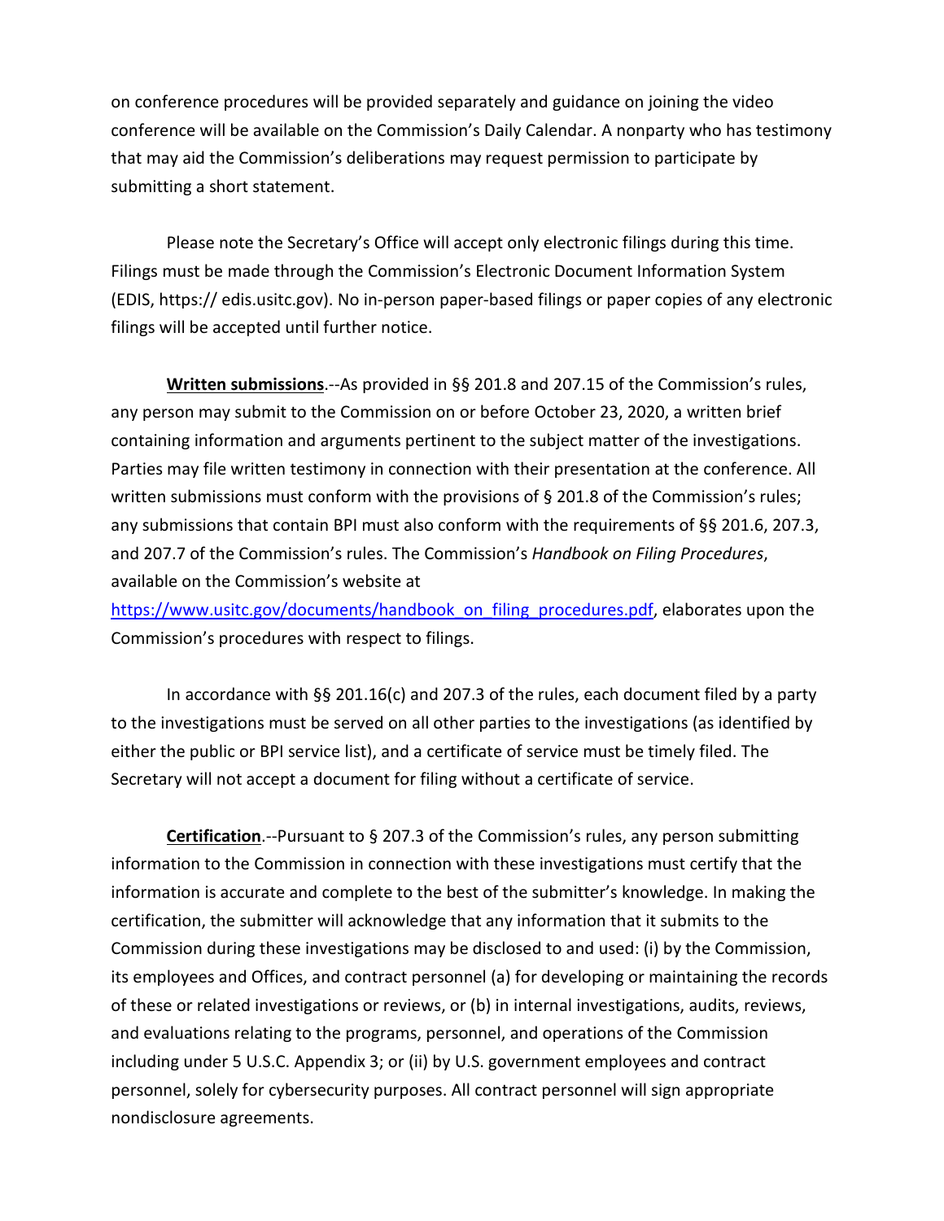on conference procedures will be provided separately and guidance on joining the video conference will be available on the Commission's Daily Calendar. A nonparty who has testimony that may aid the Commission's deliberations may request permission to participate by submitting a short statement.

Please note the Secretary's Office will accept only electronic filings during this time. Filings must be made through the Commission's Electronic Document Information System (EDIS, https:// edis.usitc.gov). No in-person paper-based filings or paper copies of any electronic filings will be accepted until further notice.

**Written submissions**.--As provided in §§ 201.8 and 207.15 of the Commission's rules, any person may submit to the Commission on or before October 23, 2020, a written brief containing information and arguments pertinent to the subject matter of the investigations. Parties may file written testimony in connection with their presentation at the conference. All written submissions must conform with the provisions of § 201.8 of the Commission's rules; any submissions that contain BPI must also conform with the requirements of §§ 201.6, 207.3, and 207.7 of the Commission's rules. The Commission's *Handbook on Filing Procedures*, available on the Commission's website at https://www.usitc.gov/documents/handbook_on_filing_procedures.pdf, elaborates upon the Commission's procedures with respect to filings.

In accordance with §§ 201.16(c) and 207.3 of the rules, each document filed by a party to the investigations must be served on all other parties to the investigations (as identified by either the public or BPI service list), and a certificate of service must be timely filed. The Secretary will not accept a document for filing without a certificate of service.

**Certification**.--Pursuant to § 207.3 of the Commission's rules, any person submitting information to the Commission in connection with these investigations must certify that the information is accurate and complete to the best of the submitter's knowledge. In making the certification, the submitter will acknowledge that any information that it submits to the Commission during these investigations may be disclosed to and used: (i) by the Commission, its employees and Offices, and contract personnel (a) for developing or maintaining the records of these or related investigations or reviews, or (b) in internal investigations, audits, reviews, and evaluations relating to the programs, personnel, and operations of the Commission including under 5 U.S.C. Appendix 3; or (ii) by U.S. government employees and contract personnel, solely for cybersecurity purposes. All contract personnel will sign appropriate nondisclosure agreements.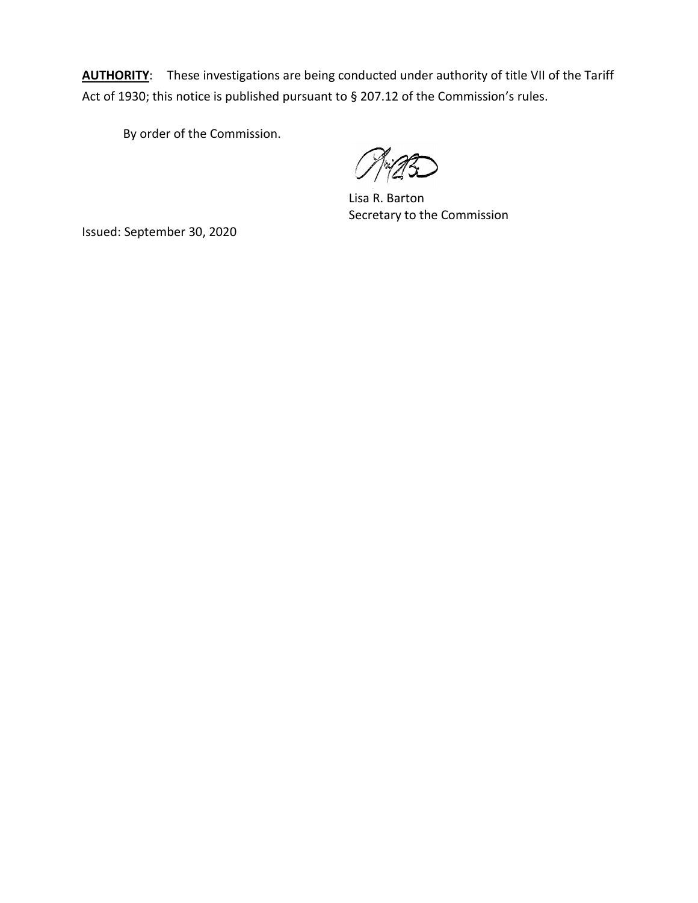**AUTHORITY**: These investigations are being conducted under authority of title VII of the Tariff Act of 1930; this notice is published pursuant to § 207.12 of the Commission's rules.

By order of the Commission.

Lisa R. Barton
Secretary to the Commission

Issued: September 30, 2020